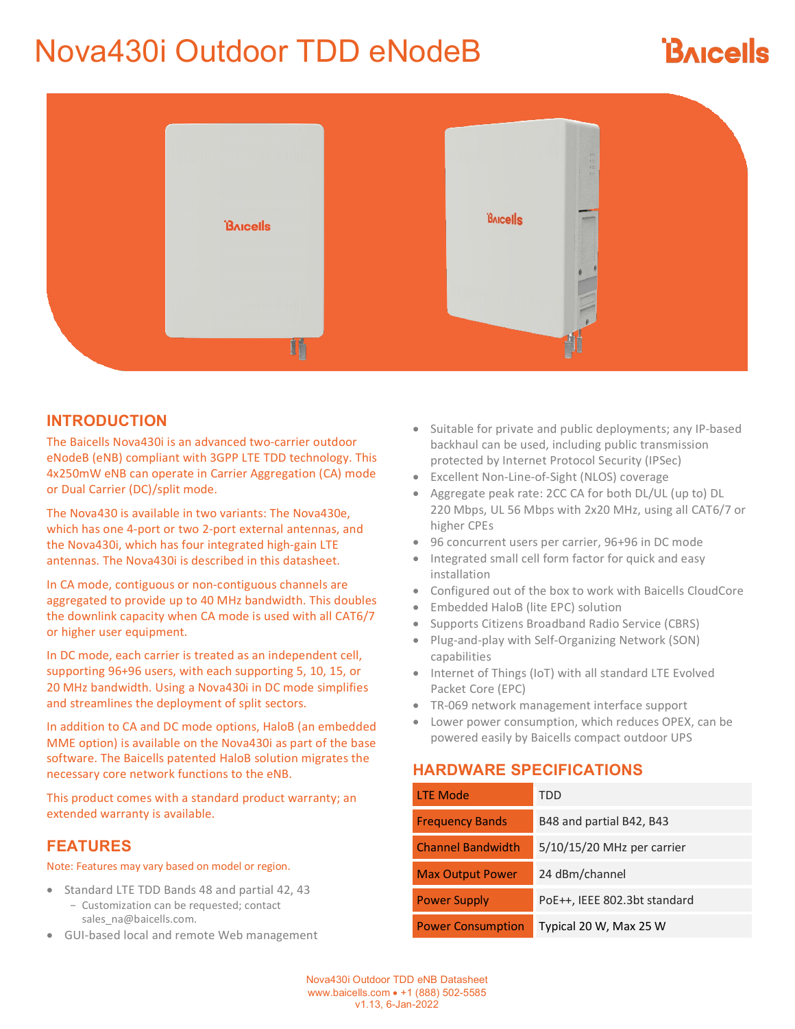# Nova430i Outdoor TDD eNodeB

## INTRODUCTION

The Baicells Nova430i is an advanced two-carrier outdoor eNodeB (eNB) compliant with 3GPP LTE TDD technology. This 4x250mW eNB can operate in Carrier Aggregation (CA) mode or Dual Carrier (DC)/split mode.

The Nova430 is available in two variants: The Nova430e, which has one 4-port or two 2-port external antennas, and the Nova430i, which has four integrated high-gain LTE antennas. The Nova430i is described in this datasheet.

In CA mode, contiguous or non-contiguous channels are aggregated to provide up to 40 MHz bandwidth. This doubles the downlink capacity when CA mode is used with all CAT6/7 or higher user equipment.

In DC mode, each carrier is treated as an independent cell, supporting 96+96 users, with each supporting 5, 10, 15, or 20 MHz bandwidth. Using a Nova430i in DC mode simplifies and streamlines the deployment of split sectors.

In addition to CA and DC mode options, HaloB (an embedded MME option) is available on the Nova430i as part of the base software. The Baicells patented HaloB solution migrates the necessary core network functions to the eNB.

This product comes with a standard product warranty; an extended warranty is available.

## FEATURES

Note: Features may vary based on model or region.

- Standard LTE TDD Bands 48 and partial 42, 43
  - Customization can be requested; contact sales_na@baicells.com.
- GUI-based local and remote Web management
- Suitable for private and public deployments; any IP-based backhaul can be used, including public transmission protected by Internet Protocol Security (IPSec)
- Excellent Non-Line-of-Sight (NLOS) coverage
- Aggregate peak rate: 2CC CA for both DL/UL (up to) DL 220 Mbps, UL 56 Mbps with 2x20 MHz, using all CAT6/7 or higher CPEs
- 96 concurrent users per carrier, 96+96 in DC mode
- Integrated small cell form factor for quick and easy installation
- Configured out of the box to work with Baicells CloudCore
- Embedded HaloB (lite EPC) solution
- Supports Citizens Broadband Radio Service (CBRS)
- Plug-and-play with Self-Organizing Network (SON) capabilities
- Internet of Things (IoT) with all standard LTE Evolved Packet Core (EPC)
- TR-069 network management interface support
- Lower power consumption, which reduces OPEX, can be powered easily by Baicells compact outdoor UPS

## HARDWARE SPECIFICATIONS

| | |
|---|---|
| LTE Mode | TDD |
| Frequency Bands | B48 and partial B42, B43 |
| Channel Bandwidth | 5/10/15/20 MHz per carrier |
| Max Output Power | 24 dBm/channel |
| Power Supply | PoE++, IEEE 802.3bt standard |
| Power Consumption | Typical 20 W, Max 25 W |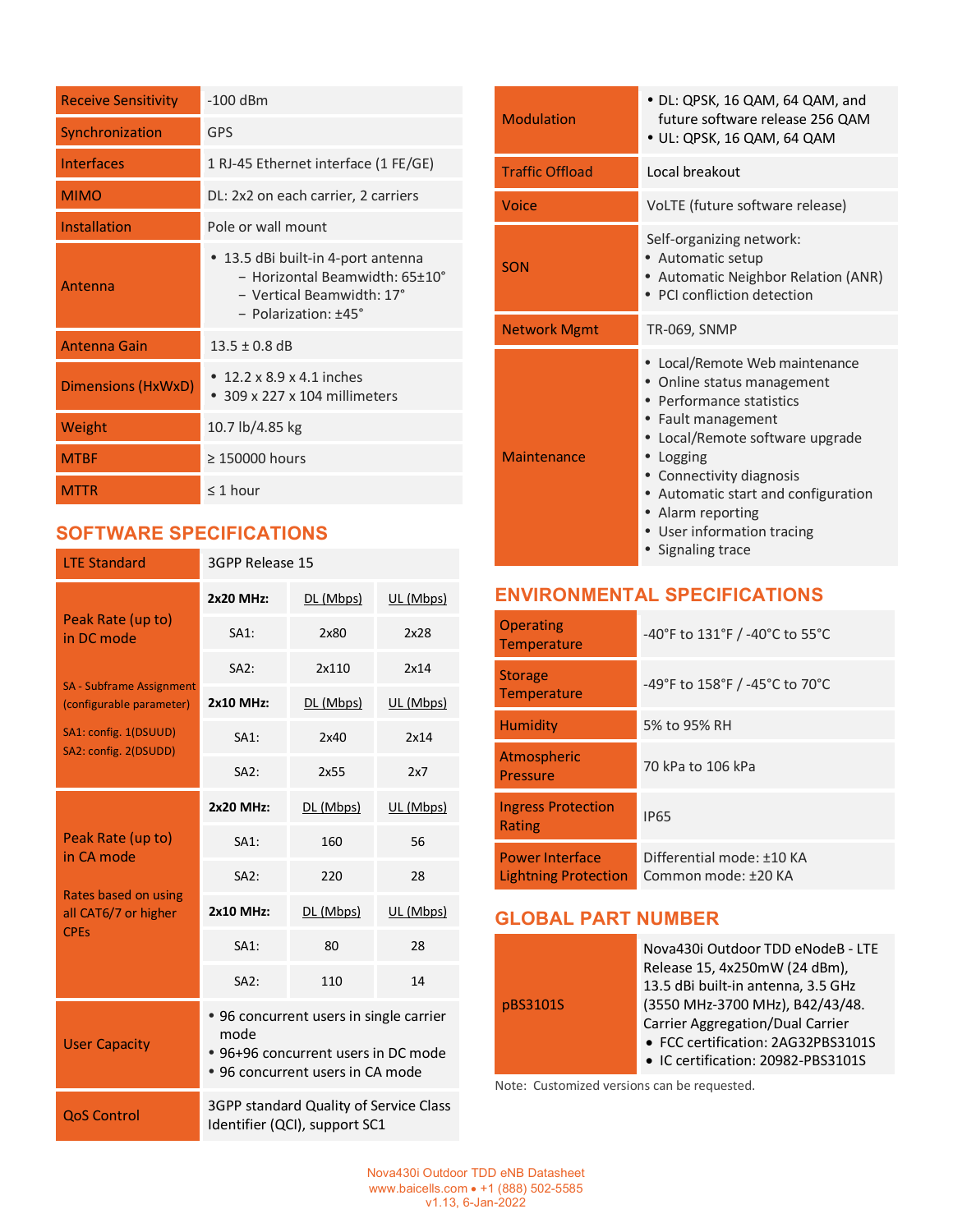| | |
|---|---|
| Receive Sensitivity | -100 dBm |
| Synchronization | GPS |
| Interfaces | 1 RJ-45 Ethernet interface (1 FE/GE) |
| MIMO | DL: 2x2 on each carrier, 2 carriers |
| Installation | Pole or wall mount |
| Antenna | • 13.5 dBi built-in 4-port antenna<br>– Horizontal Beamwidth: 65±10°<br>– Vertical Beamwidth: 17°<br>– Polarization: ±45° |
| Antenna Gain | 13.5 ± 0.8 dB |
| Dimensions (HxWxD) | • 12.2 x 8.9 x 4.1 inches<br>• 309 x 227 x 104 millimeters |
| Weight | 10.7 lb/4.85 kg |
| MTBF | ≥ 150000 hours |
| MTTR | ≤ 1 hour |

## SOFTWARE SPECIFICATIONS

| | | | |
|---|---|---|---|
| LTE Standard | 3GPP Release 15 | | |
| Peak Rate (up to) in DC mode<br><br>SA - Subframe Assignment (configurable parameter)<br><br>SA1: config. 1(DSUUD)<br>SA2: config. 2(DSUDD) | **2x20 MHz:** | DL (Mbps) | UL (Mbps) |
| | SA1: | 2x80 | 2x28 |
| | SA2: | 2x110 | 2x14 |
| | **2x10 MHz:** | DL (Mbps) | UL (Mbps) |
| | SA1: | 2x40 | 2x14 |
| | SA2: | 2x55 | 2x7 |
| Peak Rate (up to) in CA mode<br><br>Rates based on using all CAT6/7 or higher CPEs | **2x20 MHz:** | DL (Mbps) | UL (Mbps) |
| | SA1: | 160 | 56 |
| | SA2: | 220 | 28 |
| | **2x10 MHz:** | DL (Mbps) | UL (Mbps) |
| | SA1: | 80 | 28 |
| | SA2: | 110 | 14 |
| User Capacity | • 96 concurrent users in single carrier mode<br>• 96+96 concurrent users in DC mode<br>• 96 concurrent users in CA mode | | |
| QoS Control | 3GPP standard Quality of Service Class Identifier (QCI), support SC1 | | |

| | |
|---|---|
| Modulation | • DL: QPSK, 16 QAM, 64 QAM, and future software release 256 QAM<br>• UL: QPSK, 16 QAM, 64 QAM |
| Traffic Offload | Local breakout |
| Voice | VoLTE (future software release) |
| SON | Self-organizing network:<br>• Automatic setup<br>• Automatic Neighbor Relation (ANR)<br>• PCI confliction detection |
| Network Mgmt | TR-069, SNMP |
| Maintenance | • Local/Remote Web maintenance<br>• Online status management<br>• Performance statistics<br>• Fault management<br>• Local/Remote software upgrade<br>• Logging<br>• Connectivity diagnosis<br>• Automatic start and configuration<br>• Alarm reporting<br>• User information tracing<br>• Signaling trace |

## ENVIRONMENTAL SPECIFICATIONS

| | |
|---|---|
| Operating Temperature | -40°F to 131°F / -40°C to 55°C |
| Storage Temperature | -49°F to 158°F / -45°C to 70°C |
| Humidity | 5% to 95% RH |
| Atmospheric Pressure | 70 kPa to 106 kPa |
| Ingress Protection Rating | IP65 |
| Power Interface Lightning Protection | Differential mode: ±10 KA<br>Common mode: ±20 KA |

## GLOBAL PART NUMBER

| | |
|---|---|
| pBS3101S | Nova430i Outdoor TDD eNodeB - LTE Release 15, 4x250mW (24 dBm), 13.5 dBi built-in antenna, 3.5 GHz (3550 MHz-3700 MHz), B42/43/48. Carrier Aggregation/Dual Carrier<br>• FCC certification: 2AG32PBS3101S<br>• IC certification: 20982-PBS3101S |

Note: Customized versions can be requested.